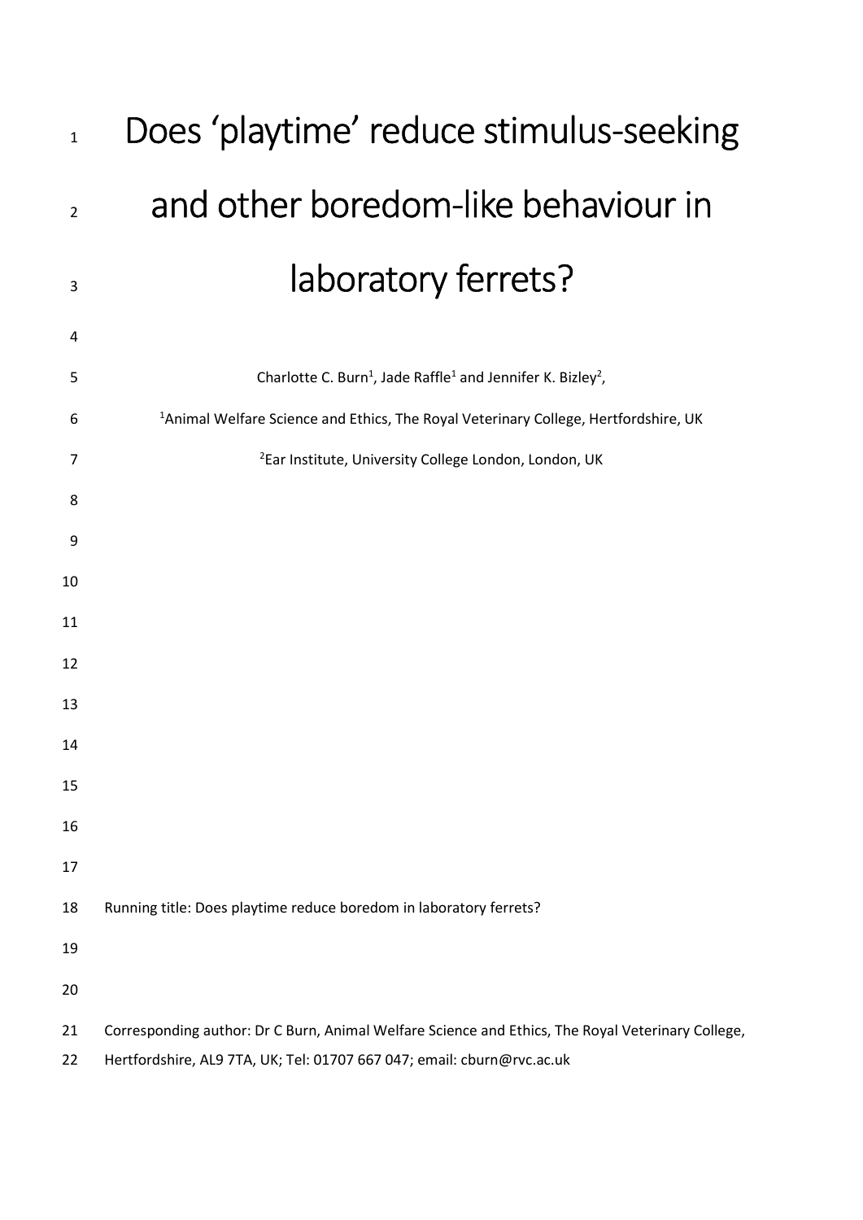# Does 'playtime' reduce stimulus-seeking and other boredom-like behaviour in laboratory ferrets?

Charlotte C. Burn[1], Jade Raffle[1] and Jennifer K. Bizley[2],

[1]Animal Welfare Science and Ethics, The Royal Veterinary College, Hertfordshire, UK

[2]Ear Institute, University College London, London, UK

Running title: Does playtime reduce boredom in laboratory ferrets?

Corresponding author: Dr C Burn, Animal Welfare Science and Ethics, The Royal Veterinary College, Hertfordshire, AL9 7TA, UK; Tel: 01707 667 047; email: cburn@rvc.ac.uk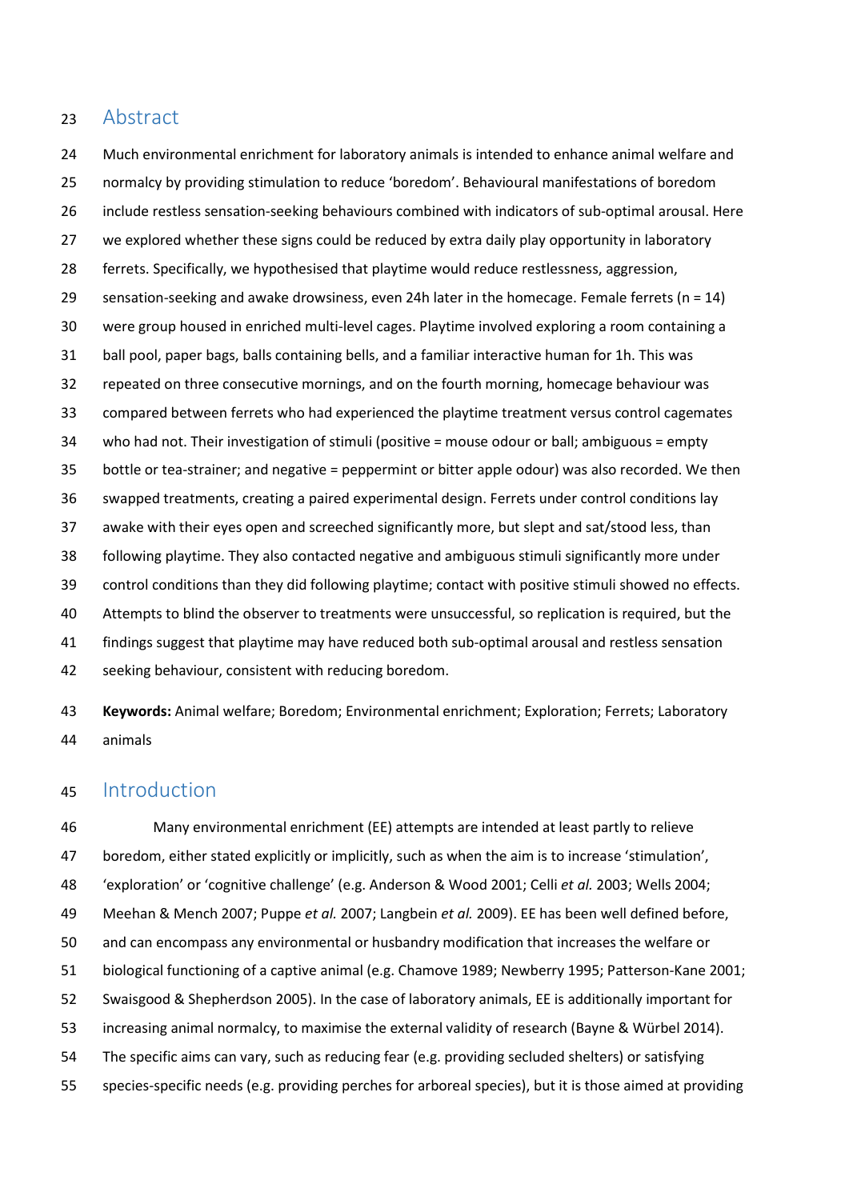## Abstract

Much environmental enrichment for laboratory animals is intended to enhance animal welfare and normalcy by providing stimulation to reduce 'boredom'. Behavioural manifestations of boredom include restless sensation-seeking behaviours combined with indicators of sub-optimal arousal. Here we explored whether these signs could be reduced by extra daily play opportunity in laboratory ferrets. Specifically, we hypothesised that playtime would reduce restlessness, aggression, sensation-seeking and awake drowsiness, even 24h later in the homecage. Female ferrets (n = 14) were group housed in enriched multi-level cages. Playtime involved exploring a room containing a ball pool, paper bags, balls containing bells, and a familiar interactive human for 1h. This was repeated on three consecutive mornings, and on the fourth morning, homecage behaviour was compared between ferrets who had experienced the playtime treatment versus control cagemates who had not. Their investigation of stimuli (positive = mouse odour or ball; ambiguous = empty bottle or tea-strainer; and negative = peppermint or bitter apple odour) was also recorded. We then swapped treatments, creating a paired experimental design. Ferrets under control conditions lay awake with their eyes open and screeched significantly more, but slept and sat/stood less, than following playtime. They also contacted negative and ambiguous stimuli significantly more under control conditions than they did following playtime; contact with positive stimuli showed no effects. Attempts to blind the observer to treatments were unsuccessful, so replication is required, but the findings suggest that playtime may have reduced both sub-optimal arousal and restless sensation seeking behaviour, consistent with reducing boredom.

**Keywords:** Animal welfare; Boredom; Environmental enrichment; Exploration; Ferrets; Laboratory animals

## Introduction

Many environmental enrichment (EE) attempts are intended at least partly to relieve boredom, either stated explicitly or implicitly, such as when the aim is to increase 'stimulation', 'exploration' or 'cognitive challenge' (e.g. Anderson & Wood 2001; Celli *et al.* 2003; Wells 2004; Meehan & Mench 2007; Puppe *et al.* 2007; Langbein *et al.* 2009). EE has been well defined before, and can encompass any environmental or husbandry modification that increases the welfare or biological functioning of a captive animal (e.g. Chamove 1989; Newberry 1995; Patterson-Kane 2001; Swaisgood & Shepherdson 2005). In the case of laboratory animals, EE is additionally important for increasing animal normalcy, to maximise the external validity of research (Bayne & Würbel 2014). The specific aims can vary, such as reducing fear (e.g. providing secluded shelters) or satisfying species-specific needs (e.g. providing perches for arboreal species), but it is those aimed at providing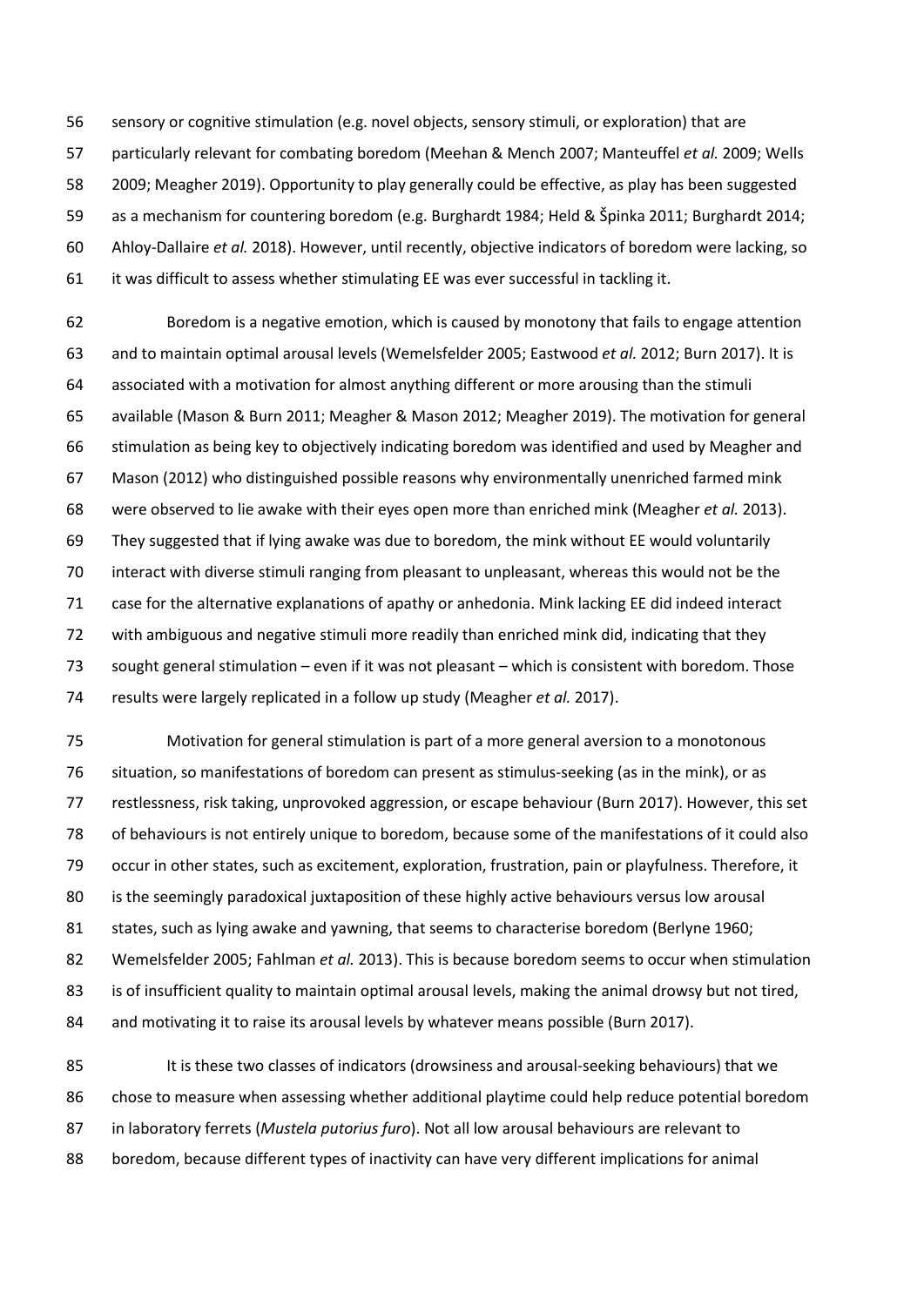sensory or cognitive stimulation (e.g. novel objects, sensory stimuli, or exploration) that are particularly relevant for combating boredom (Meehan & Mench 2007; Manteuffel *et al.* 2009; Wells 2009; Meagher 2019). Opportunity to play generally could be effective, as play has been suggested as a mechanism for countering boredom (e.g. Burghardt 1984; Held & Špinka 2011; Burghardt 2014; Ahloy-Dallaire *et al.* 2018). However, until recently, objective indicators of boredom were lacking, so it was difficult to assess whether stimulating EE was ever successful in tackling it.

Boredom is a negative emotion, which is caused by monotony that fails to engage attention and to maintain optimal arousal levels (Wemelsfelder 2005; Eastwood *et al.* 2012; Burn 2017). It is associated with a motivation for almost anything different or more arousing than the stimuli available (Mason & Burn 2011; Meagher & Mason 2012; Meagher 2019). The motivation for general stimulation as being key to objectively indicating boredom was identified and used by Meagher and Mason (2012) who distinguished possible reasons why environmentally unenriched farmed mink were observed to lie awake with their eyes open more than enriched mink (Meagher *et al.* 2013). They suggested that if lying awake was due to boredom, the mink without EE would voluntarily interact with diverse stimuli ranging from pleasant to unpleasant, whereas this would not be the case for the alternative explanations of apathy or anhedonia. Mink lacking EE did indeed interact with ambiguous and negative stimuli more readily than enriched mink did, indicating that they sought general stimulation – even if it was not pleasant – which is consistent with boredom. Those results were largely replicated in a follow up study (Meagher *et al.* 2017).

Motivation for general stimulation is part of a more general aversion to a monotonous situation, so manifestations of boredom can present as stimulus-seeking (as in the mink), or as restlessness, risk taking, unprovoked aggression, or escape behaviour (Burn 2017). However, this set of behaviours is not entirely unique to boredom, because some of the manifestations of it could also occur in other states, such as excitement, exploration, frustration, pain or playfulness. Therefore, it is the seemingly paradoxical juxtaposition of these highly active behaviours versus low arousal states, such as lying awake and yawning, that seems to characterise boredom (Berlyne 1960; Wemelsfelder 2005; Fahlman *et al.* 2013). This is because boredom seems to occur when stimulation is of insufficient quality to maintain optimal arousal levels, making the animal drowsy but not tired, and motivating it to raise its arousal levels by whatever means possible (Burn 2017).

It is these two classes of indicators (drowsiness and arousal-seeking behaviours) that we chose to measure when assessing whether additional playtime could help reduce potential boredom in laboratory ferrets (*Mustela putorius furo*). Not all low arousal behaviours are relevant to boredom, because different types of inactivity can have very different implications for animal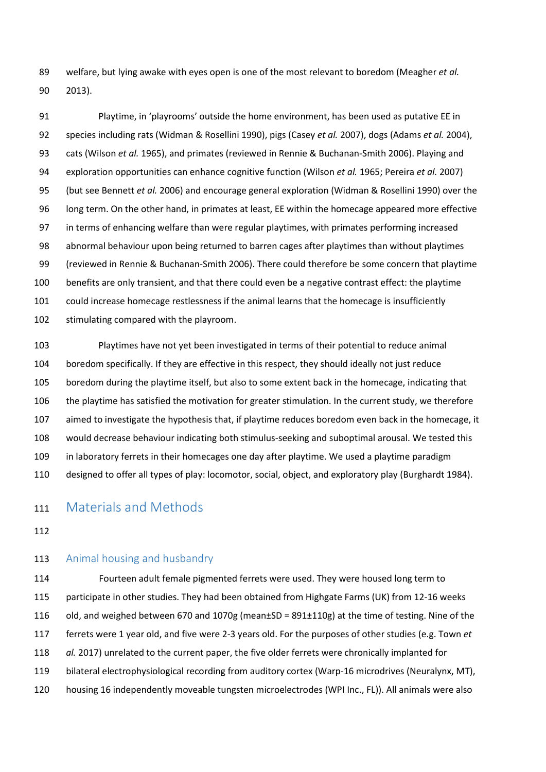welfare, but lying awake with eyes open is one of the most relevant to boredom (Meagher *et al.* 2013).

Playtime, in 'playrooms' outside the home environment, has been used as putative EE in species including rats (Widman & Rosellini 1990), pigs (Casey *et al.* 2007), dogs (Adams *et al.* 2004), cats (Wilson *et al.* 1965), and primates (reviewed in Rennie & Buchanan-Smith 2006). Playing and exploration opportunities can enhance cognitive function (Wilson *et al.* 1965; Pereira *et al.* 2007) (but see Bennett *et al.* 2006) and encourage general exploration (Widman & Rosellini 1990) over the long term. On the other hand, in primates at least, EE within the homecage appeared more effective in terms of enhancing welfare than were regular playtimes, with primates performing increased abnormal behaviour upon being returned to barren cages after playtimes than without playtimes (reviewed in Rennie & Buchanan-Smith 2006). There could therefore be some concern that playtime benefits are only transient, and that there could even be a negative contrast effect: the playtime could increase homecage restlessness if the animal learns that the homecage is insufficiently stimulating compared with the playroom.

Playtimes have not yet been investigated in terms of their potential to reduce animal boredom specifically. If they are effective in this respect, they should ideally not just reduce boredom during the playtime itself, but also to some extent back in the homecage, indicating that the playtime has satisfied the motivation for greater stimulation. In the current study, we therefore aimed to investigate the hypothesis that, if playtime reduces boredom even back in the homecage, it would decrease behaviour indicating both stimulus-seeking and suboptimal arousal. We tested this in laboratory ferrets in their homecages one day after playtime. We used a playtime paradigm designed to offer all types of play: locomotor, social, object, and exploratory play (Burghardt 1984).

## Materials and Methods

### Animal housing and husbandry

Fourteen adult female pigmented ferrets were used. They were housed long term to participate in other studies. They had been obtained from Highgate Farms (UK) from 12-16 weeks old, and weighed between 670 and 1070g (mean±SD = 891±110g) at the time of testing. Nine of the ferrets were 1 year old, and five were 2-3 years old. For the purposes of other studies (e.g. Town *et al.* 2017) unrelated to the current paper, the five older ferrets were chronically implanted for bilateral electrophysiological recording from auditory cortex (Warp-16 microdrives (Neuralynx, MT), housing 16 independently moveable tungsten microelectrodes (WPI Inc., FL)). All animals were also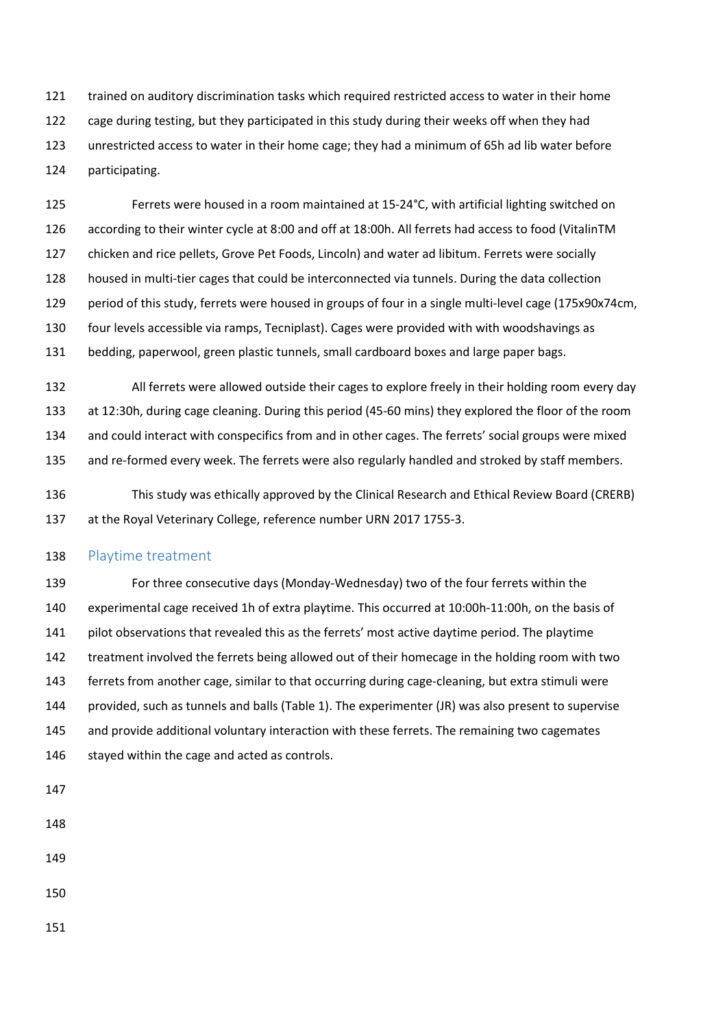trained on auditory discrimination tasks which required restricted access to water in their home cage during testing, but they participated in this study during their weeks off when they had unrestricted access to water in their home cage; they had a minimum of 65h ad lib water before participating.

Ferrets were housed in a room maintained at 15-24°C, with artificial lighting switched on according to their winter cycle at 8:00 and off at 18:00h. All ferrets had access to food (VitalinTM chicken and rice pellets, Grove Pet Foods, Lincoln) and water ad libitum. Ferrets were socially housed in multi-tier cages that could be interconnected via tunnels. During the data collection period of this study, ferrets were housed in groups of four in a single multi-level cage (175x90x74cm, four levels accessible via ramps, Tecniplast). Cages were provided with with woodshavings as bedding, paperwool, green plastic tunnels, small cardboard boxes and large paper bags.

All ferrets were allowed outside their cages to explore freely in their holding room every day at 12:30h, during cage cleaning. During this period (45-60 mins) they explored the floor of the room and could interact with conspecifics from and in other cages. The ferrets' social groups were mixed and re-formed every week. The ferrets were also regularly handled and stroked by staff members.

This study was ethically approved by the Clinical Research and Ethical Review Board (CRERB) at the Royal Veterinary College, reference number URN 2017 1755-3.

## Playtime treatment

For three consecutive days (Monday-Wednesday) two of the four ferrets within the experimental cage received 1h of extra playtime. This occurred at 10:00h-11:00h, on the basis of pilot observations that revealed this as the ferrets' most active daytime period. The playtime treatment involved the ferrets being allowed out of their homecage in the holding room with two ferrets from another cage, similar to that occurring during cage-cleaning, but extra stimuli were provided, such as tunnels and balls (Table 1). The experimenter (JR) was also present to supervise and provide additional voluntary interaction with these ferrets. The remaining two cagemates stayed within the cage and acted as controls.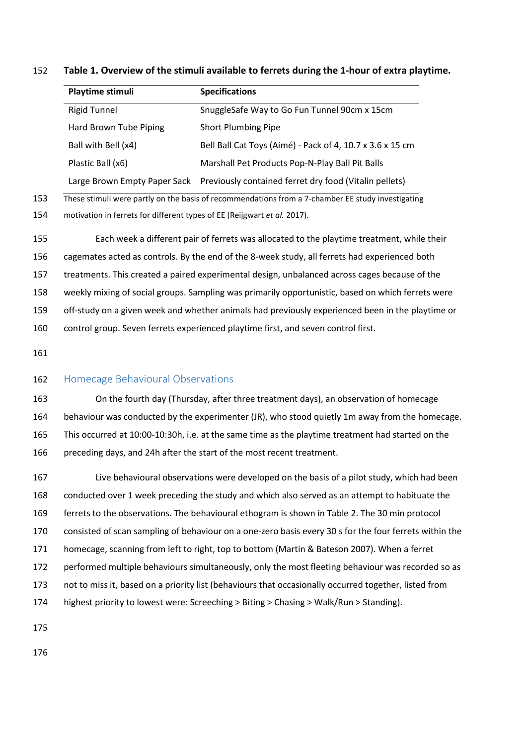**Table 1. Overview of the stimuli available to ferrets during the 1-hour of extra playtime.**

| Playtime stimuli | Specifications |
|---|---|
| Rigid Tunnel | SnuggleSafe Way to Go Fun Tunnel 90cm x 15cm |
| Hard Brown Tube Piping | Short Plumbing Pipe |
| Ball with Bell (x4) | Bell Ball Cat Toys (Aimé) - Pack of 4, 10.7 x 3.6 x 15 cm |
| Plastic Ball (x6) | Marshall Pet Products Pop-N-Play Ball Pit Balls |
| Large Brown Empty Paper Sack | Previously contained ferret dry food (Vitalin pellets) |

These stimuli were partly on the basis of recommendations from a 7-chamber EE study investigating motivation in ferrets for different types of EE (Reijgwart *et al.* 2017).

Each week a different pair of ferrets was allocated to the playtime treatment, while their cagemates acted as controls. By the end of the 8-week study, all ferrets had experienced both treatments. This created a paired experimental design, unbalanced across cages because of the weekly mixing of social groups. Sampling was primarily opportunistic, based on which ferrets were off-study on a given week and whether animals had previously experienced been in the playtime or control group. Seven ferrets experienced playtime first, and seven control first.

## Homecage Behavioural Observations

On the fourth day (Thursday, after three treatment days), an observation of homecage behaviour was conducted by the experimenter (JR), who stood quietly 1m away from the homecage. This occurred at 10:00-10:30h, i.e. at the same time as the playtime treatment had started on the preceding days, and 24h after the start of the most recent treatment.

Live behavioural observations were developed on the basis of a pilot study, which had been conducted over 1 week preceding the study and which also served as an attempt to habituate the ferrets to the observations. The behavioural ethogram is shown in Table 2. The 30 min protocol consisted of scan sampling of behaviour on a one-zero basis every 30 s for the four ferrets within the homecage, scanning from left to right, top to bottom (Martin & Bateson 2007). When a ferret performed multiple behaviours simultaneously, only the most fleeting behaviour was recorded so as not to miss it, based on a priority list (behaviours that occasionally occurred together, listed from highest priority to lowest were: Screeching > Biting > Chasing > Walk/Run > Standing).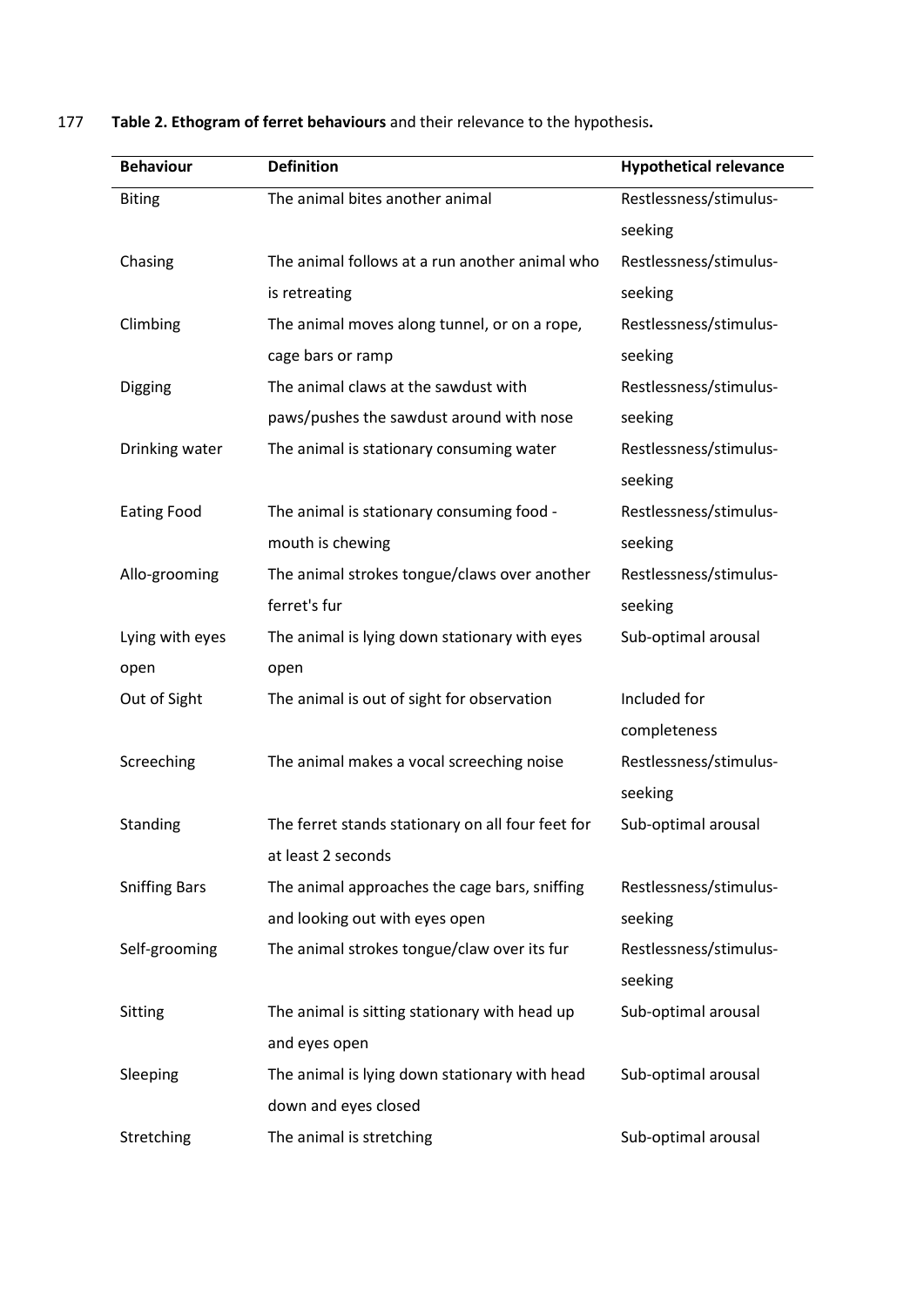**Table 2. Ethogram of ferret behaviours** and their relevance to the hypothesis**.**

| Behaviour | Definition | Hypothetical relevance |
|---|---|---|
| Biting | The animal bites another animal | Restlessness/stimulus-seeking |
| Chasing | The animal follows at a run another animal who is retreating | Restlessness/stimulus-seeking |
| Climbing | The animal moves along tunnel, or on a rope, cage bars or ramp | Restlessness/stimulus-seeking |
| Digging | The animal claws at the sawdust with paws/pushes the sawdust around with nose | Restlessness/stimulus-seeking |
| Drinking water | The animal is stationary consuming water | Restlessness/stimulus-seeking |
| Eating Food | The animal is stationary consuming food - mouth is chewing | Restlessness/stimulus-seeking |
| Allo-grooming | The animal strokes tongue/claws over another ferret's fur | Restlessness/stimulus-seeking |
| Lying with eyes open | The animal is lying down stationary with eyes open | Sub-optimal arousal |
| Out of Sight | The animal is out of sight for observation | Included for completeness |
| Screeching | The animal makes a vocal screeching noise | Restlessness/stimulus-seeking |
| Standing | The ferret stands stationary on all four feet for at least 2 seconds | Sub-optimal arousal |
| Sniffing Bars | The animal approaches the cage bars, sniffing and looking out with eyes open | Restlessness/stimulus-seeking |
| Self-grooming | The animal strokes tongue/claw over its fur | Restlessness/stimulus-seeking |
| Sitting | The animal is sitting stationary with head up and eyes open | Sub-optimal arousal |
| Sleeping | The animal is lying down stationary with head down and eyes closed | Sub-optimal arousal |
| Stretching | The animal is stretching | Sub-optimal arousal |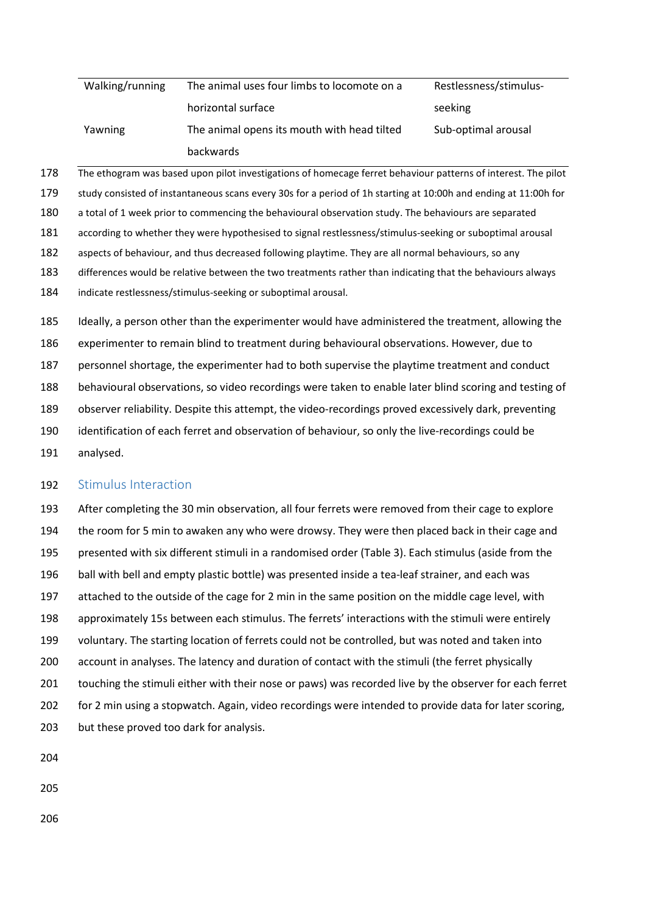| | | |
|---|---|---|
| Walking/running | The animal uses four limbs to locomote on a horizontal surface | Restlessness/stimulus-seeking |
| Yawning | The animal opens its mouth with head tilted backwards | Sub-optimal arousal |

The ethogram was based upon pilot investigations of homecage ferret behaviour patterns of interest. The pilot study consisted of instantaneous scans every 30s for a period of 1h starting at 10:00h and ending at 11:00h for a total of 1 week prior to commencing the behavioural observation study. The behaviours are separated according to whether they were hypothesised to signal restlessness/stimulus-seeking or suboptimal arousal aspects of behaviour, and thus decreased following playtime. They are all normal behaviours, so any differences would be relative between the two treatments rather than indicating that the behaviours always indicate restlessness/stimulus-seeking or suboptimal arousal.

Ideally, a person other than the experimenter would have administered the treatment, allowing the experimenter to remain blind to treatment during behavioural observations. However, due to personnel shortage, the experimenter had to both supervise the playtime treatment and conduct behavioural observations, so video recordings were taken to enable later blind scoring and testing of observer reliability. Despite this attempt, the video-recordings proved excessively dark, preventing identification of each ferret and observation of behaviour, so only the live-recordings could be analysed.

## Stimulus Interaction

After completing the 30 min observation, all four ferrets were removed from their cage to explore the room for 5 min to awaken any who were drowsy. They were then placed back in their cage and presented with six different stimuli in a randomised order (Table 3). Each stimulus (aside from the ball with bell and empty plastic bottle) was presented inside a tea-leaf strainer, and each was attached to the outside of the cage for 2 min in the same position on the middle cage level, with approximately 15s between each stimulus. The ferrets' interactions with the stimuli were entirely voluntary. The starting location of ferrets could not be controlled, but was noted and taken into account in analyses. The latency and duration of contact with the stimuli (the ferret physically touching the stimuli either with their nose or paws) was recorded live by the observer for each ferret for 2 min using a stopwatch. Again, video recordings were intended to provide data for later scoring, but these proved too dark for analysis.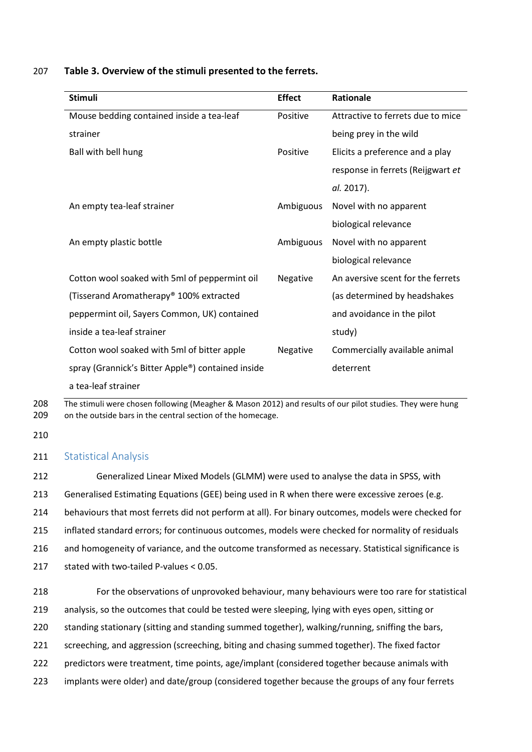**Table 3. Overview of the stimuli presented to the ferrets.**

| Stimuli | Effect | Rationale |
| --- | --- | --- |
| Mouse bedding contained inside a tea-leaf strainer | Positive | Attractive to ferrets due to mice being prey in the wild |
| Ball with bell hung | Positive | Elicits a preference and a play response in ferrets (Reijgwart *et al.* 2017). |
| An empty tea-leaf strainer | Ambiguous | Novel with no apparent biological relevance |
| An empty plastic bottle | Ambiguous | Novel with no apparent biological relevance |
| Cotton wool soaked with 5ml of peppermint oil (Tisserand Aromatherapy® 100% extracted peppermint oil, Sayers Common, UK) contained inside a tea-leaf strainer | Negative | An aversive scent for the ferrets (as determined by headshakes and avoidance in the pilot study) |
| Cotton wool soaked with 5ml of bitter apple spray (Grannick's Bitter Apple®) contained inside a tea-leaf strainer | Negative | Commercially available animal deterrent |

The stimuli were chosen following (Meagher & Mason 2012) and results of our pilot studies. They were hung on the outside bars in the central section of the homecage.

## Statistical Analysis

Generalized Linear Mixed Models (GLMM) were used to analyse the data in SPSS, with Generalised Estimating Equations (GEE) being used in R when there were excessive zeroes (e.g. behaviours that most ferrets did not perform at all). For binary outcomes, models were checked for inflated standard errors; for continuous outcomes, models were checked for normality of residuals and homogeneity of variance, and the outcome transformed as necessary. Statistical significance is stated with two-tailed P-values < 0.05.

For the observations of unprovoked behaviour, many behaviours were too rare for statistical analysis, so the outcomes that could be tested were sleeping, lying with eyes open, sitting or standing stationary (sitting and standing summed together), walking/running, sniffing the bars, screeching, and aggression (screeching, biting and chasing summed together). The fixed factor predictors were treatment, time points, age/implant (considered together because animals with implants were older) and date/group (considered together because the groups of any four ferrets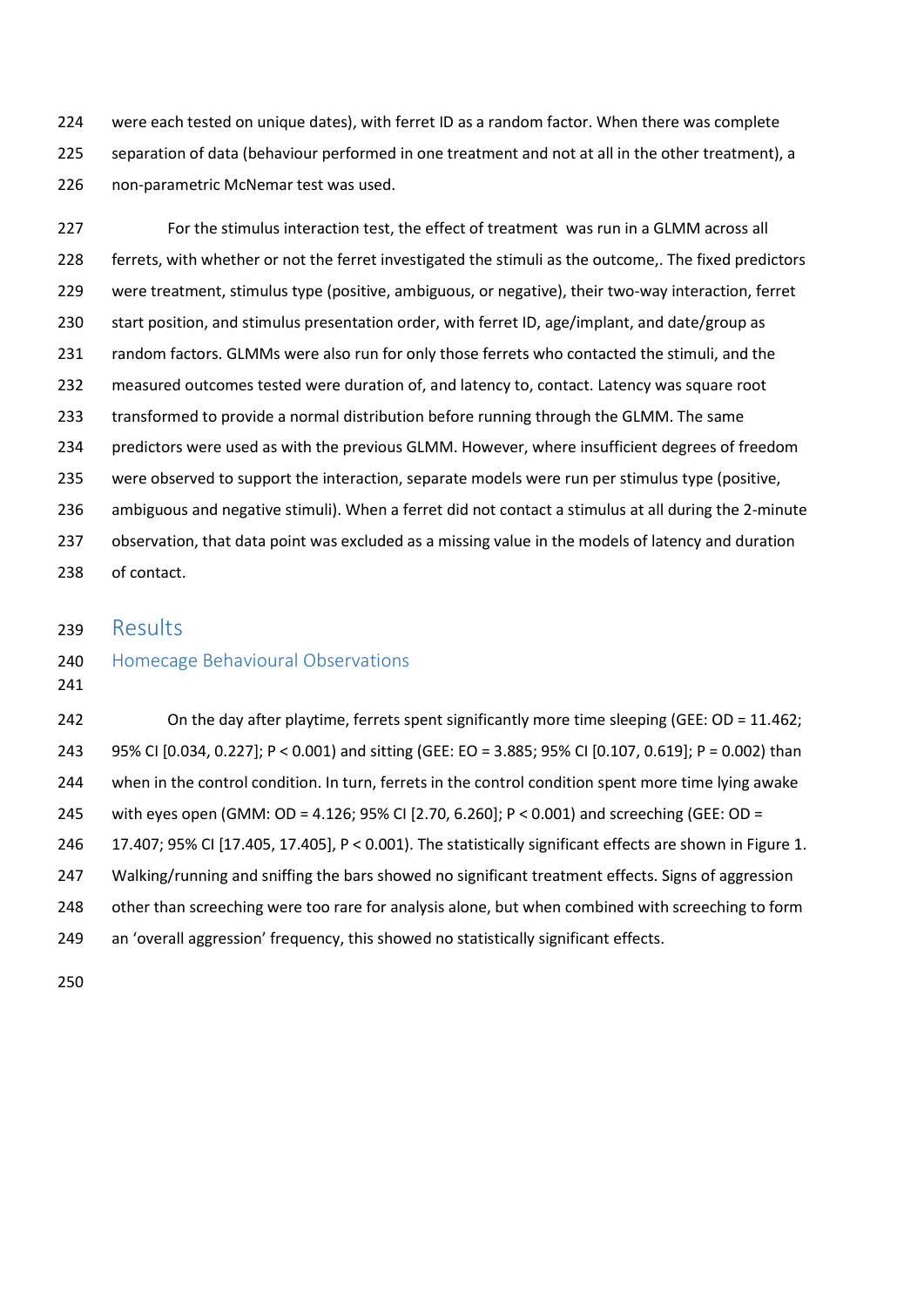were each tested on unique dates), with ferret ID as a random factor. When there was complete separation of data (behaviour performed in one treatment and not at all in the other treatment), a non-parametric McNemar test was used.

For the stimulus interaction test, the effect of treatment was run in a GLMM across all ferrets, with whether or not the ferret investigated the stimuli as the outcome,. The fixed predictors were treatment, stimulus type (positive, ambiguous, or negative), their two-way interaction, ferret start position, and stimulus presentation order, with ferret ID, age/implant, and date/group as random factors. GLMMs were also run for only those ferrets who contacted the stimuli, and the measured outcomes tested were duration of, and latency to, contact. Latency was square root transformed to provide a normal distribution before running through the GLMM. The same predictors were used as with the previous GLMM. However, where insufficient degrees of freedom were observed to support the interaction, separate models were run per stimulus type (positive, ambiguous and negative stimuli). When a ferret did not contact a stimulus at all during the 2-minute observation, that data point was excluded as a missing value in the models of latency and duration of contact.

# Results

## Homecage Behavioural Observations

On the day after playtime, ferrets spent significantly more time sleeping (GEE: OD = 11.462; 95% CI [0.034, 0.227]; $P < 0.001$) and sitting (GEE: EO = 3.885; 95% CI [0.107, 0.619]; $P = 0.002$) than when in the control condition. In turn, ferrets in the control condition spent more time lying awake with eyes open (GMM: OD = 4.126; 95% CI [2.70, 6.260]; $P < 0.001$) and screeching (GEE: OD = 17.407; 95% CI [17.405, 17.405], $P < 0.001$). The statistically significant effects are shown in Figure 1. Walking/running and sniffing the bars showed no significant treatment effects. Signs of aggression other than screeching were too rare for analysis alone, but when combined with screeching to form an 'overall aggression' frequency, this showed no statistically significant effects.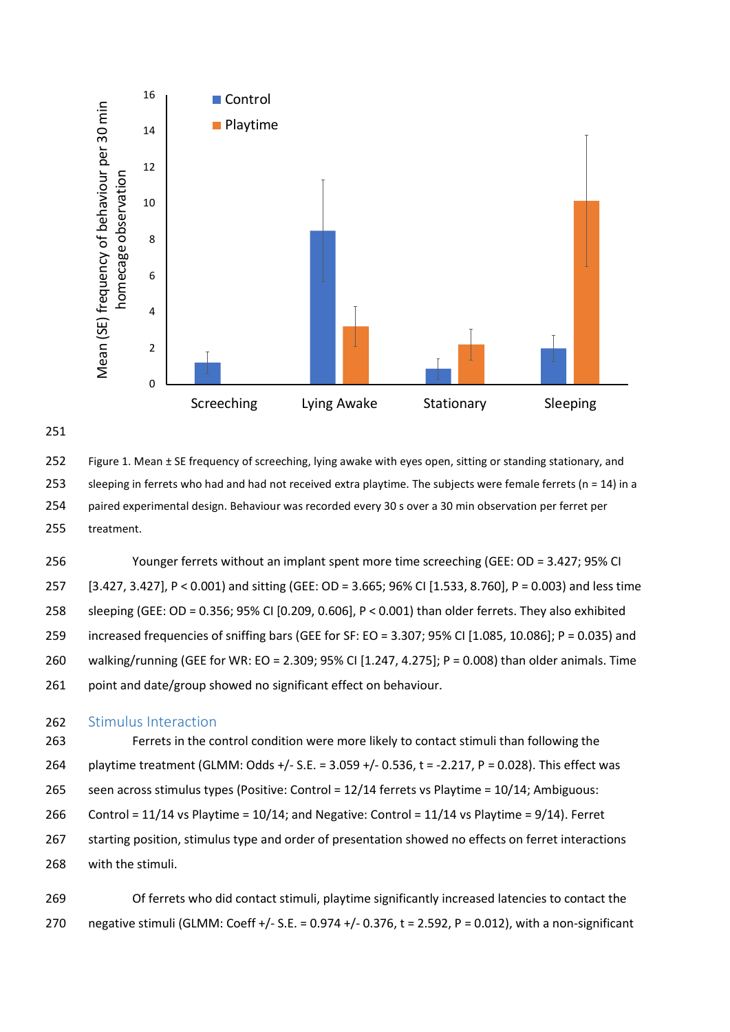Figure 1. Mean ± SE frequency of screeching, lying awake with eyes open, sitting or standing stationary, and sleeping in ferrets who had and had not received extra playtime. The subjects were female ferrets (n = 14) in a paired experimental design. Behaviour was recorded every 30 s over a 30 min observation per ferret per treatment.

Younger ferrets without an implant spent more time screeching (GEE: OD = 3.427; 95% CI [3.427, 3.427], P < 0.001) and sitting (GEE: OD = 3.665; 96% CI [1.533, 8.760], P = 0.003) and less time sleeping (GEE: OD = 0.356; 95% CI [0.209, 0.606], P < 0.001) than older ferrets. They also exhibited increased frequencies of sniffing bars (GEE for SF: EO = 3.307; 95% CI [1.085, 10.086]; P = 0.035) and walking/running (GEE for WR: EO = 2.309; 95% CI [1.247, 4.275]; P = 0.008) than older animals. Time point and date/group showed no significant effect on behaviour.

## Stimulus Interaction

Ferrets in the control condition were more likely to contact stimuli than following the playtime treatment (GLMM: Odds +/- S.E. = 3.059 +/- 0.536, t = -2.217, P = 0.028). This effect was seen across stimulus types (Positive: Control = 12/14 ferrets vs Playtime = 10/14; Ambiguous: Control = 11/14 vs Playtime = 10/14; and Negative: Control = 11/14 vs Playtime = 9/14). Ferret starting position, stimulus type and order of presentation showed no effects on ferret interactions with the stimuli.

Of ferrets who did contact stimuli, playtime significantly increased latencies to contact the negative stimuli (GLMM: Coeff +/- S.E. = 0.974 +/- 0.376, t = 2.592, P = 0.012), with a non-significant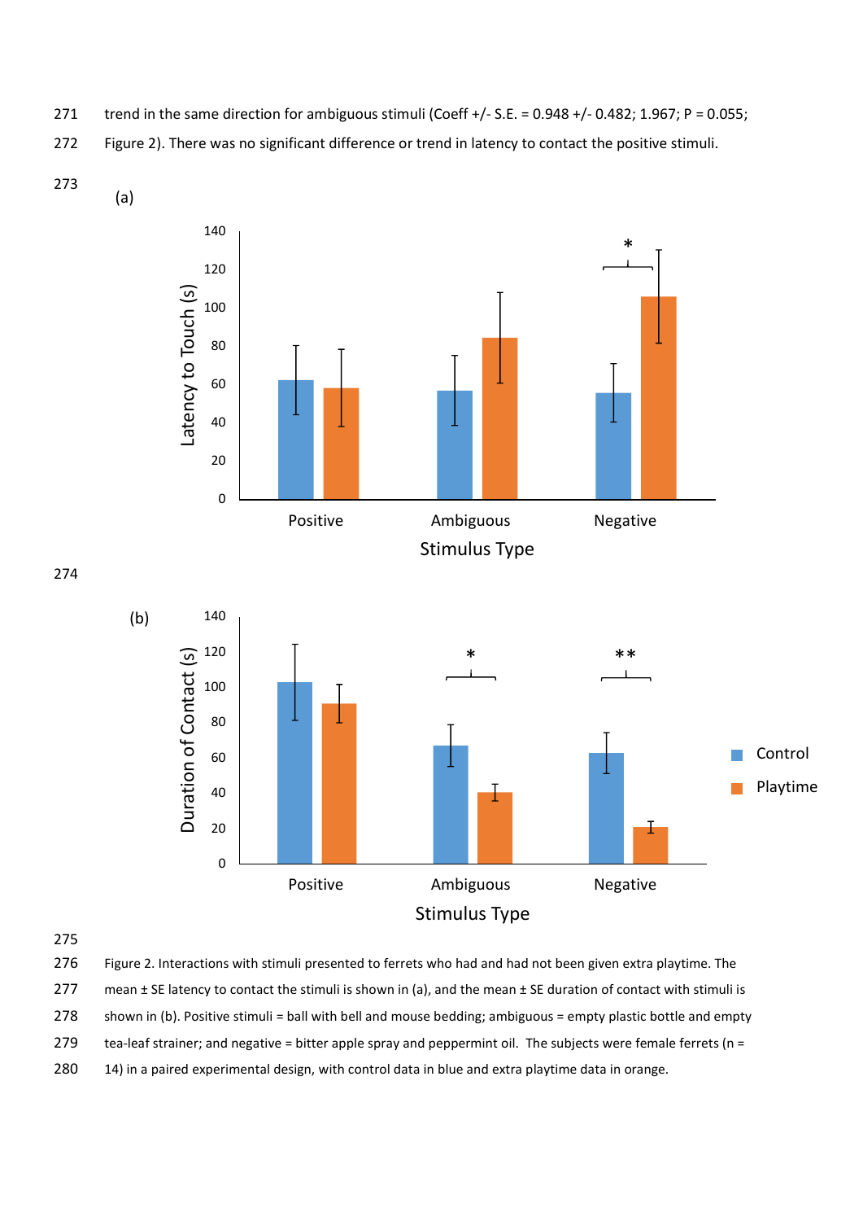trend in the same direction for ambiguous stimuli (Coeff +/- S.E. = 0.948 +/- 0.482; 1.967; P = 0.055; Figure 2). There was no significant difference or trend in latency to contact the positive stimuli.

Figure 2. Interactions with stimuli presented to ferrets who had and had not been given extra playtime. The mean ± SE latency to contact the stimuli is shown in (a), and the mean ± SE duration of contact with stimuli is shown in (b). Positive stimuli = ball with bell and mouse bedding; ambiguous = empty plastic bottle and empty tea-leaf strainer; and negative = bitter apple spray and peppermint oil. The subjects were female ferrets (n = 14) in a paired experimental design, with control data in blue and extra playtime data in orange.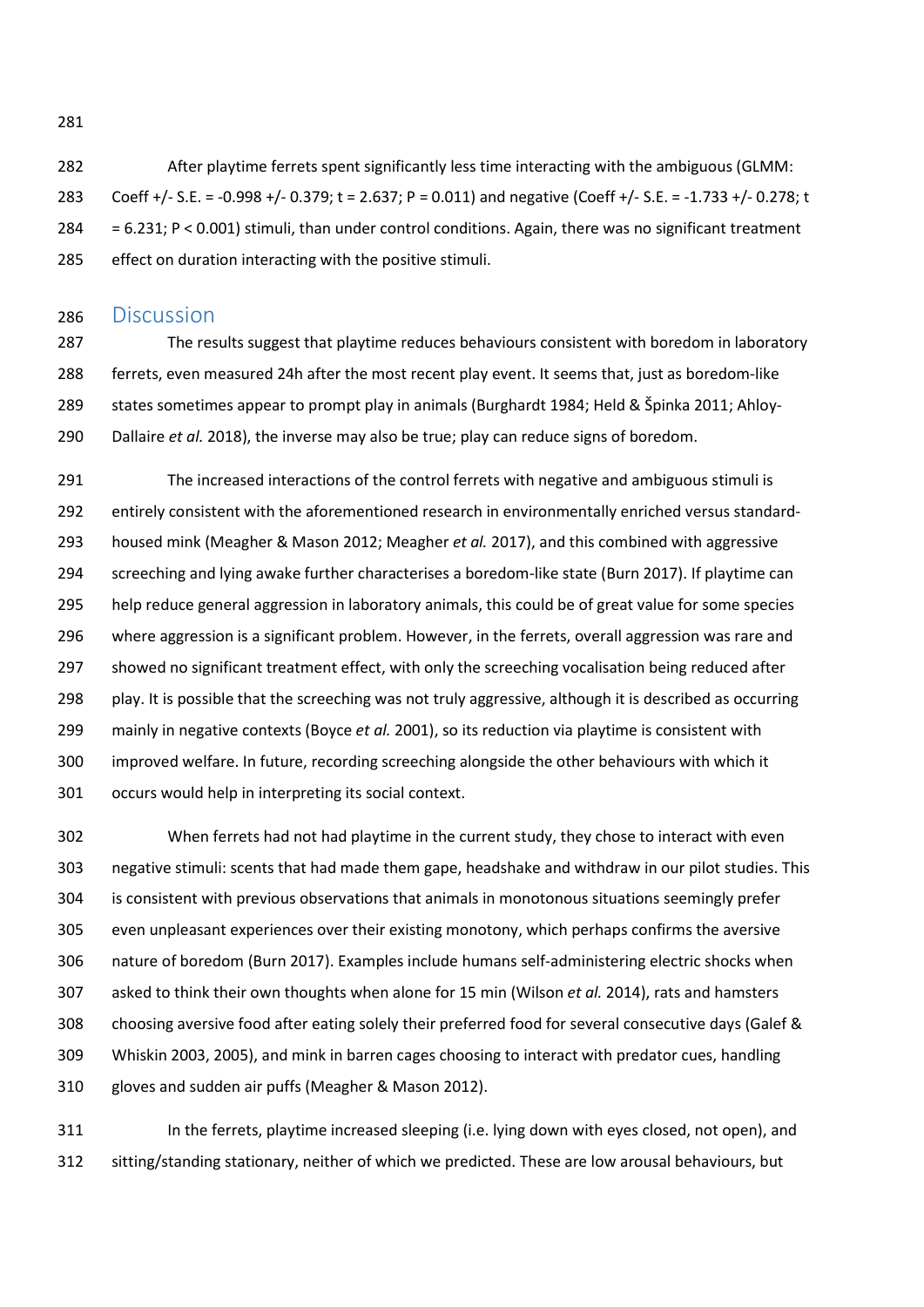After playtime ferrets spent significantly less time interacting with the ambiguous (GLMM: Coeff +/- S.E. = -0.998 +/- 0.379; $t = 2.637$; $P = 0.011$) and negative (Coeff +/- S.E. = -1.733 +/- 0.278; $t = 6.231$; $P < 0.001$) stimuli, than under control conditions. Again, there was no significant treatment effect on duration interacting with the positive stimuli.

## Discussion

The results suggest that playtime reduces behaviours consistent with boredom in laboratory ferrets, even measured 24h after the most recent play event. It seems that, just as boredom-like states sometimes appear to prompt play in animals (Burghardt 1984; Held & Špinka 2011; Ahloy-Dallaire *et al.* 2018), the inverse may also be true; play can reduce signs of boredom.

The increased interactions of the control ferrets with negative and ambiguous stimuli is entirely consistent with the aforementioned research in environmentally enriched versus standard-housed mink (Meagher & Mason 2012; Meagher *et al.* 2017), and this combined with aggressive screeching and lying awake further characterises a boredom-like state (Burn 2017). If playtime can help reduce general aggression in laboratory animals, this could be of great value for some species where aggression is a significant problem. However, in the ferrets, overall aggression was rare and showed no significant treatment effect, with only the screeching vocalisation being reduced after play. It is possible that the screeching was not truly aggressive, although it is described as occurring mainly in negative contexts (Boyce *et al.* 2001), so its reduction via playtime is consistent with improved welfare. In future, recording screeching alongside the other behaviours with which it occurs would help in interpreting its social context.

When ferrets had not had playtime in the current study, they chose to interact with even negative stimuli: scents that had made them gape, headshake and withdraw in our pilot studies. This is consistent with previous observations that animals in monotonous situations seemingly prefer even unpleasant experiences over their existing monotony, which perhaps confirms the aversive nature of boredom (Burn 2017). Examples include humans self-administering electric shocks when asked to think their own thoughts when alone for 15 min (Wilson *et al.* 2014), rats and hamsters choosing aversive food after eating solely their preferred food for several consecutive days (Galef & Whiskin 2003, 2005), and mink in barren cages choosing to interact with predator cues, handling gloves and sudden air puffs (Meagher & Mason 2012).

In the ferrets, playtime increased sleeping (i.e. lying down with eyes closed, not open), and sitting/standing stationary, neither of which we predicted. These are low arousal behaviours, but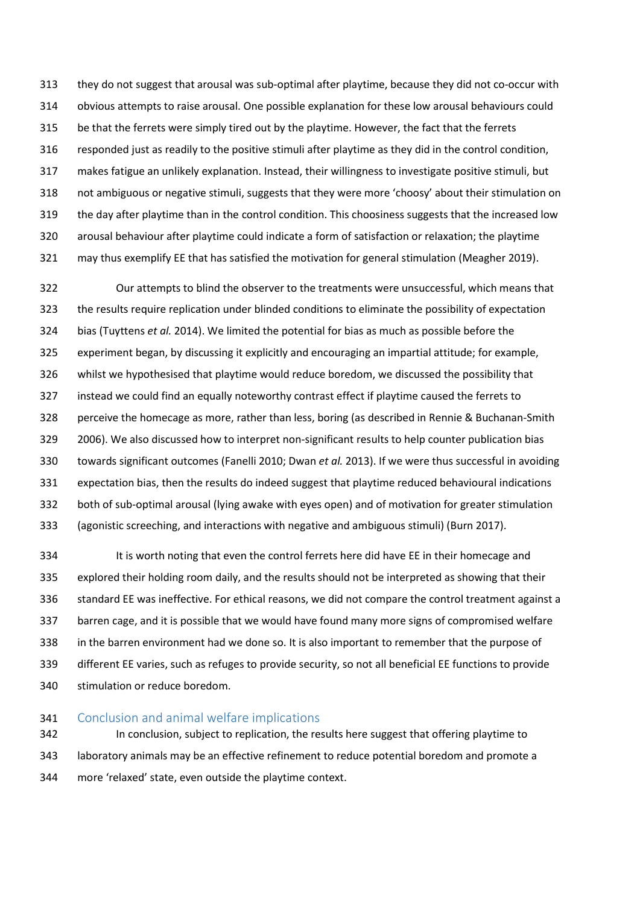they do not suggest that arousal was sub-optimal after playtime, because they did not co-occur with obvious attempts to raise arousal. One possible explanation for these low arousal behaviours could be that the ferrets were simply tired out by the playtime. However, the fact that the ferrets responded just as readily to the positive stimuli after playtime as they did in the control condition, makes fatigue an unlikely explanation. Instead, their willingness to investigate positive stimuli, but not ambiguous or negative stimuli, suggests that they were more 'choosy' about their stimulation on the day after playtime than in the control condition. This choosiness suggests that the increased low arousal behaviour after playtime could indicate a form of satisfaction or relaxation; the playtime may thus exemplify EE that has satisfied the motivation for general stimulation (Meagher 2019).

Our attempts to blind the observer to the treatments were unsuccessful, which means that the results require replication under blinded conditions to eliminate the possibility of expectation bias (Tuyttens *et al.* 2014). We limited the potential for bias as much as possible before the experiment began, by discussing it explicitly and encouraging an impartial attitude; for example, whilst we hypothesised that playtime would reduce boredom, we discussed the possibility that instead we could find an equally noteworthy contrast effect if playtime caused the ferrets to perceive the homecage as more, rather than less, boring (as described in Rennie & Buchanan-Smith 2006). We also discussed how to interpret non-significant results to help counter publication bias towards significant outcomes (Fanelli 2010; Dwan *et al.* 2013). If we were thus successful in avoiding expectation bias, then the results do indeed suggest that playtime reduced behavioural indications both of sub-optimal arousal (lying awake with eyes open) and of motivation for greater stimulation (agonistic screeching, and interactions with negative and ambiguous stimuli) (Burn 2017).

It is worth noting that even the control ferrets here did have EE in their homecage and explored their holding room daily, and the results should not be interpreted as showing that their standard EE was ineffective. For ethical reasons, we did not compare the control treatment against a barren cage, and it is possible that we would have found many more signs of compromised welfare in the barren environment had we done so. It is also important to remember that the purpose of different EE varies, such as refuges to provide security, so not all beneficial EE functions to provide stimulation or reduce boredom.

## Conclusion and animal welfare implications

In conclusion, subject to replication, the results here suggest that offering playtime to laboratory animals may be an effective refinement to reduce potential boredom and promote a more 'relaxed' state, even outside the playtime context.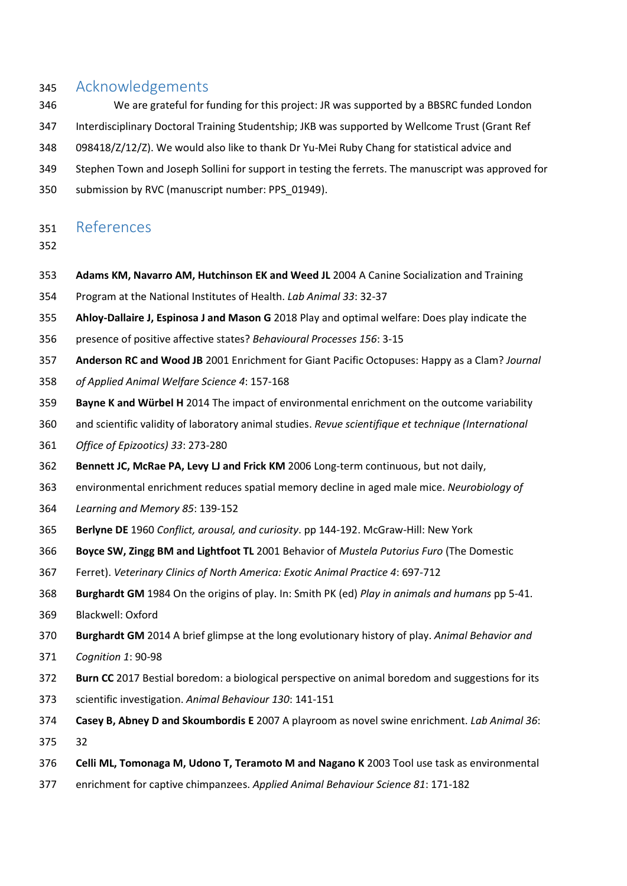## Acknowledgements

We are grateful for funding for this project: JR was supported by a BBSRC funded London Interdisciplinary Doctoral Training Studentship; JKB was supported by Wellcome Trust (Grant Ref 098418/Z/12/Z). We would also like to thank Dr Yu-Mei Ruby Chang for statistical advice and Stephen Town and Joseph Sollini for support in testing the ferrets. The manuscript was approved for submission by RVC (manuscript number: PPS_01949).

## References

**Adams KM, Navarro AM, Hutchinson EK and Weed JL** 2004 A Canine Socialization and Training Program at the National Institutes of Health. *Lab Animal 33*: 32-37

**Ahloy-Dallaire J, Espinosa J and Mason G** 2018 Play and optimal welfare: Does play indicate the presence of positive affective states? *Behavioural Processes 156*: 3-15

**Anderson RC and Wood JB** 2001 Enrichment for Giant Pacific Octopuses: Happy as a Clam? *Journal of Applied Animal Welfare Science 4*: 157-168

**Bayne K and Würbel H** 2014 The impact of environmental enrichment on the outcome variability and scientific validity of laboratory animal studies. *Revue scientifique et technique (International Office of Epizootics) 33*: 273-280

**Bennett JC, McRae PA, Levy LJ and Frick KM** 2006 Long-term continuous, but not daily, environmental enrichment reduces spatial memory decline in aged male mice. *Neurobiology of Learning and Memory 85*: 139-152

**Berlyne DE** 1960 *Conflict, arousal, and curiosity*. pp 144-192. McGraw-Hill: New York

**Boyce SW, Zingg BM and Lightfoot TL** 2001 Behavior of *Mustela Putorius Furo* (The Domestic Ferret). *Veterinary Clinics of North America: Exotic Animal Practice 4*: 697-712

**Burghardt GM** 1984 On the origins of play. In: Smith PK (ed) *Play in animals and humans* pp 5-41. Blackwell: Oxford

**Burghardt GM** 2014 A brief glimpse at the long evolutionary history of play. *Animal Behavior and Cognition 1*: 90-98

**Burn CC** 2017 Bestial boredom: a biological perspective on animal boredom and suggestions for its scientific investigation. *Animal Behaviour 130*: 141-151

**Casey B, Abney D and Skoumbordis E** 2007 A playroom as novel swine enrichment. *Lab Animal 36*: 32

**Celli ML, Tomonaga M, Udono T, Teramoto M and Nagano K** 2003 Tool use task as environmental enrichment for captive chimpanzees. *Applied Animal Behaviour Science 81*: 171-182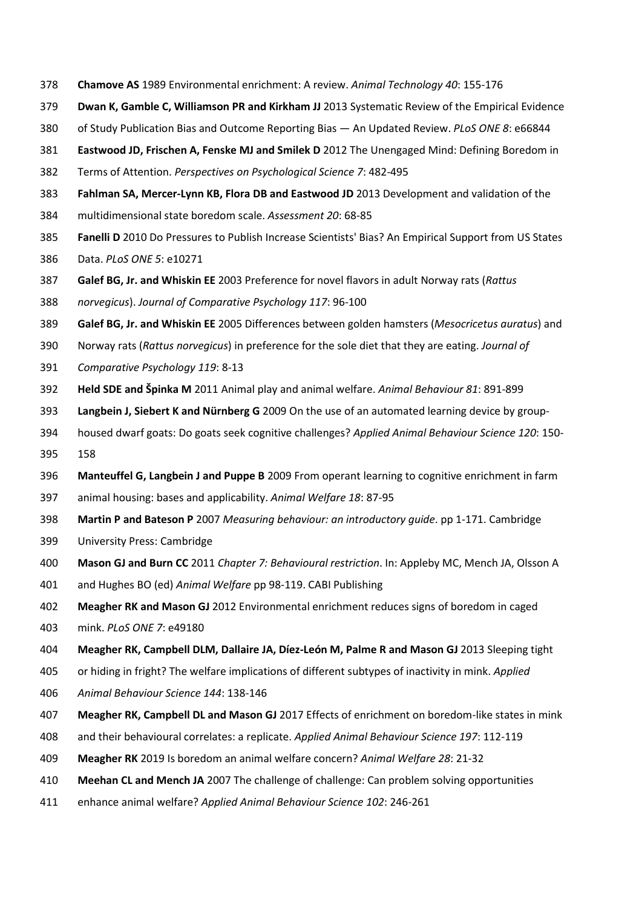**Chamove AS** 1989 Environmental enrichment: A review. *Animal Technology 40*: 155-176

**Dwan K, Gamble C, Williamson PR and Kirkham JJ** 2013 Systematic Review of the Empirical Evidence of Study Publication Bias and Outcome Reporting Bias — An Updated Review. *PLoS ONE 8*: e66844

**Eastwood JD, Frischen A, Fenske MJ and Smilek D** 2012 The Unengaged Mind: Defining Boredom in Terms of Attention. *Perspectives on Psychological Science 7*: 482-495

**Fahlman SA, Mercer-Lynn KB, Flora DB and Eastwood JD** 2013 Development and validation of the multidimensional state boredom scale. *Assessment 20*: 68-85

**Fanelli D** 2010 Do Pressures to Publish Increase Scientists' Bias? An Empirical Support from US States Data. *PLoS ONE 5*: e10271

**Galef BG, Jr. and Whiskin EE** 2003 Preference for novel flavors in adult Norway rats (*Rattus norvegicus*). *Journal of Comparative Psychology 117*: 96-100

**Galef BG, Jr. and Whiskin EE** 2005 Differences between golden hamsters (*Mesocricetus auratus*) and Norway rats (*Rattus norvegicus*) in preference for the sole diet that they are eating. *Journal of Comparative Psychology 119*: 8-13

**Held SDE and Špinka M** 2011 Animal play and animal welfare. *Animal Behaviour 81*: 891-899

**Langbein J, Siebert K and Nürnberg G** 2009 On the use of an automated learning device by group-housed dwarf goats: Do goats seek cognitive challenges? *Applied Animal Behaviour Science 120*: 150-158

**Manteuffel G, Langbein J and Puppe B** 2009 From operant learning to cognitive enrichment in farm animal housing: bases and applicability. *Animal Welfare 18*: 87-95

**Martin P and Bateson P** 2007 *Measuring behaviour: an introductory guide*. pp 1-171. Cambridge University Press: Cambridge

**Mason GJ and Burn CC** 2011 *Chapter 7: Behavioural restriction*. In: Appleby MC, Mench JA, Olsson A and Hughes BO (ed) *Animal Welfare* pp 98-119. CABI Publishing

**Meagher RK and Mason GJ** 2012 Environmental enrichment reduces signs of boredom in caged mink. *PLoS ONE 7*: e49180

**Meagher RK, Campbell DLM, Dallaire JA, Díez-León M, Palme R and Mason GJ** 2013 Sleeping tight or hiding in fright? The welfare implications of different subtypes of inactivity in mink. *Applied Animal Behaviour Science 144*: 138-146

**Meagher RK, Campbell DL and Mason GJ** 2017 Effects of enrichment on boredom-like states in mink and their behavioural correlates: a replicate. *Applied Animal Behaviour Science 197*: 112-119

**Meagher RK** 2019 Is boredom an animal welfare concern? *Animal Welfare 28*: 21-32

**Meehan CL and Mench JA** 2007 The challenge of challenge: Can problem solving opportunities enhance animal welfare? *Applied Animal Behaviour Science 102*: 246-261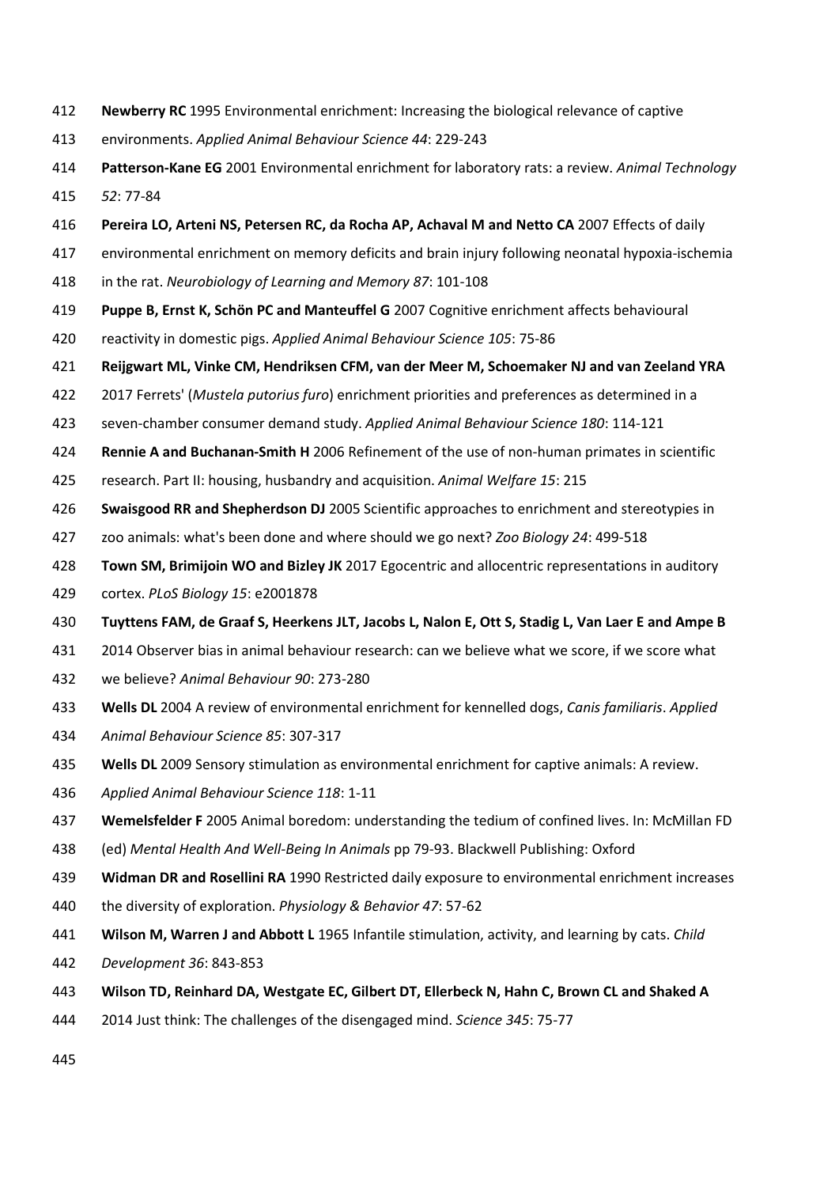**Newberry RC** 1995 Environmental enrichment: Increasing the biological relevance of captive environments. *Applied Animal Behaviour Science 44*: 229-243

**Patterson-Kane EG** 2001 Environmental enrichment for laboratory rats: a review. *Animal Technology 52*: 77-84

**Pereira LO, Arteni NS, Petersen RC, da Rocha AP, Achaval M and Netto CA** 2007 Effects of daily environmental enrichment on memory deficits and brain injury following neonatal hypoxia-ischemia in the rat. *Neurobiology of Learning and Memory 87*: 101-108

**Puppe B, Ernst K, Schön PC and Manteuffel G** 2007 Cognitive enrichment affects behavioural reactivity in domestic pigs. *Applied Animal Behaviour Science 105*: 75-86

**Reijgwart ML, Vinke CM, Hendriksen CFM, van der Meer M, Schoemaker NJ and van Zeeland YRA** 2017 Ferrets' (*Mustela putorius furo*) enrichment priorities and preferences as determined in a seven-chamber consumer demand study. *Applied Animal Behaviour Science 180*: 114-121

**Rennie A and Buchanan-Smith H** 2006 Refinement of the use of non-human primates in scientific research. Part II: housing, husbandry and acquisition. *Animal Welfare 15*: 215

**Swaisgood RR and Shepherdson DJ** 2005 Scientific approaches to enrichment and stereotypies in zoo animals: what's been done and where should we go next? *Zoo Biology 24*: 499-518

**Town SM, Brimijoin WO and Bizley JK** 2017 Egocentric and allocentric representations in auditory cortex. *PLoS Biology 15*: e2001878

**Tuyttens FAM, de Graaf S, Heerkens JLT, Jacobs L, Nalon E, Ott S, Stadig L, Van Laer E and Ampe B** 2014 Observer bias in animal behaviour research: can we believe what we score, if we score what we believe? *Animal Behaviour 90*: 273-280

**Wells DL** 2004 A review of environmental enrichment for kennelled dogs, *Canis familiaris*. *Applied Animal Behaviour Science 85*: 307-317

**Wells DL** 2009 Sensory stimulation as environmental enrichment for captive animals: A review. *Applied Animal Behaviour Science 118*: 1-11

**Wemelsfelder F** 2005 Animal boredom: understanding the tedium of confined lives. In: McMillan FD (ed) *Mental Health And Well-Being In Animals* pp 79-93. Blackwell Publishing: Oxford

**Widman DR and Rosellini RA** 1990 Restricted daily exposure to environmental enrichment increases the diversity of exploration. *Physiology & Behavior 47*: 57-62

**Wilson M, Warren J and Abbott L** 1965 Infantile stimulation, activity, and learning by cats. *Child Development 36*: 843-853

**Wilson TD, Reinhard DA, Westgate EC, Gilbert DT, Ellerbeck N, Hahn C, Brown CL and Shaked A** 2014 Just think: The challenges of the disengaged mind. *Science 345*: 75-77